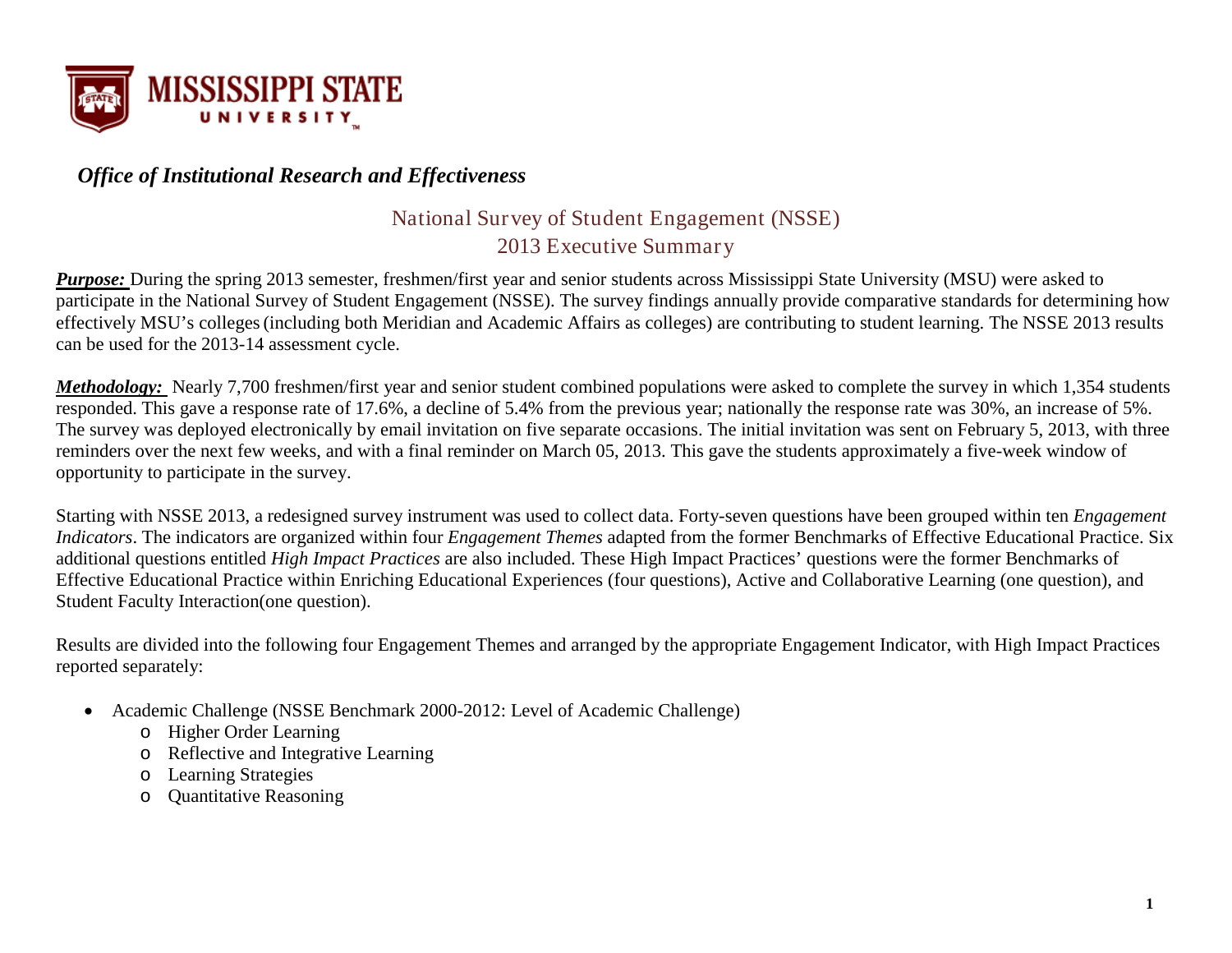MISSISSIPPI STATE UNIVERSITY

*Office of Institutional Research and Effectiveness*

## National Survey of Student Engagement (NSSE)
## 2013 Executive Summary

***Purpose:*** During the spring 2013 semester, freshmen/first year and senior students across Mississippi State University (MSU) were asked to participate in the National Survey of Student Engagement (NSSE). The survey findings annually provide comparative standards for determining how effectively MSU's colleges (including both Meridian and Academic Affairs as colleges) are contributing to student learning. The NSSE 2013 results can be used for the 2013-14 assessment cycle.

***Methodology:*** Nearly 7,700 freshmen/first year and senior student combined populations were asked to complete the survey in which 1,354 students responded. This gave a response rate of 17.6%, a decline of 5.4% from the previous year; nationally the response rate was 30%, an increase of 5%. The survey was deployed electronically by email invitation on five separate occasions. The initial invitation was sent on February 5, 2013, with three reminders over the next few weeks, and with a final reminder on March 05, 2013. This gave the students approximately a five-week window of opportunity to participate in the survey.

Starting with NSSE 2013, a redesigned survey instrument was used to collect data. Forty-seven questions have been grouped within ten *Engagement Indicators*. The indicators are organized within four *Engagement Themes* adapted from the former Benchmarks of Effective Educational Practice. Six additional questions entitled *High Impact Practices* are also included. These High Impact Practices' questions were the former Benchmarks of Effective Educational Practice within Enriching Educational Experiences (four questions), Active and Collaborative Learning (one question), and Student Faculty Interaction(one question).

Results are divided into the following four Engagement Themes and arranged by the appropriate Engagement Indicator, with High Impact Practices reported separately:

- Academic Challenge (NSSE Benchmark 2000-2012: Level of Academic Challenge)
  - Higher Order Learning
  - Reflective and Integrative Learning
  - Learning Strategies
  - Quantitative Reasoning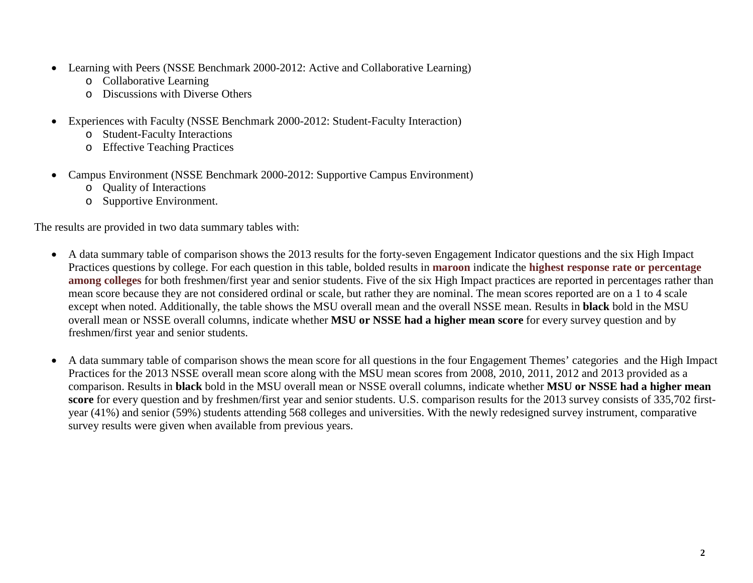- Learning with Peers (NSSE Benchmark 2000-2012: Active and Collaborative Learning)
  - Collaborative Learning
  - Discussions with Diverse Others

- Experiences with Faculty (NSSE Benchmark 2000-2012: Student-Faculty Interaction)
  - Student-Faculty Interactions
  - Effective Teaching Practices

- Campus Environment (NSSE Benchmark 2000-2012: Supportive Campus Environment)
  - Quality of Interactions
  - Supportive Environment.

The results are provided in two data summary tables with:

- A data summary table of comparison shows the 2013 results for the forty-seven Engagement Indicator questions and the six High Impact Practices questions by college. For each question in this table, bolded results in **maroon** indicate the **highest response rate or percentage among colleges** for both freshmen/first year and senior students. Five of the six High Impact practices are reported in percentages rather than mean score because they are not considered ordinal or scale, but rather they are nominal. The mean scores reported are on a 1 to 4 scale except when noted. Additionally, the table shows the MSU overall mean and the overall NSSE mean. Results in **black** bold in the MSU overall mean or NSSE overall columns, indicate whether **MSU or NSSE had a higher mean score** for every survey question and by freshmen/first year and senior students.

- A data summary table of comparison shows the mean score for all questions in the four Engagement Themes' categories and the High Impact Practices for the 2013 NSSE overall mean score along with the MSU mean scores from 2008, 2010, 2011, 2012 and 2013 provided as a comparison. Results in **black** bold in the MSU overall mean or NSSE overall columns, indicate whether **MSU or NSSE had a higher mean score** for every question and by freshmen/first year and senior students. U.S. comparison results for the 2013 survey consists of 335,702 first-year (41%) and senior (59%) students attending 568 colleges and universities. With the newly redesigned survey instrument, comparative survey results were given when available from previous years.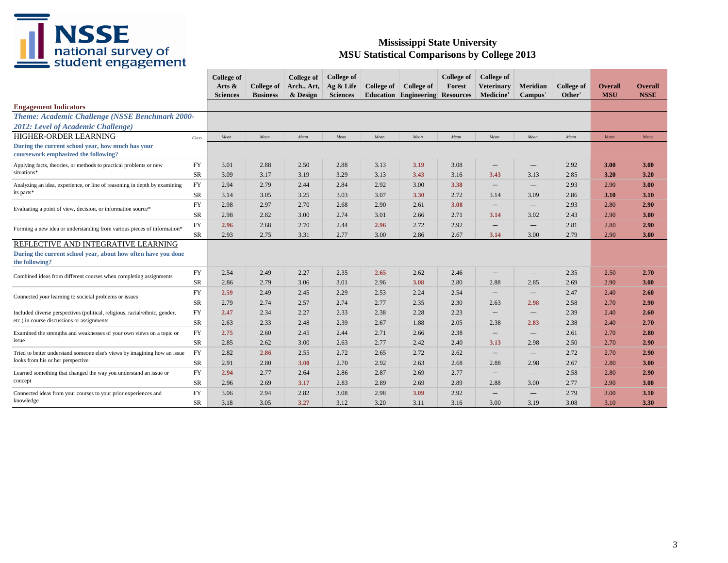# Mississippi State University
## MSU Statistical Comparisons by College 2013

| | Class | College of Arts & Sciences | College of Business | College of Arch., Art, & Design | College of Ag & Life Sciences | College of Education | College of Engineering | College of Forest Resources | College of Veterinary Medicine[1] | Meridian Campus[1] | College of Other[2] | Overall MSU | Overall NSSE |
|---|---|---|---|---|---|---|---|---|---|---|---|---|---|
| **Engagement Indicators** | | | | | | | | | | | | | |
| ***Theme: Academic Challenge (NSSE Benchmark 2000-2012: Level of Academic Challenge)*** | | | | | | | | | | | | | |
| HIGHER-ORDER LEARNING | Class | Mean | Mean | Mean | Mean | Mean | Mean | Mean | Mean | Mean | Mean | Mean | Mean |
| **During the current school year, how much has your coursework emphasized the following?** | | | | | | | | | | | | | |
| Applying facts, theories, or methods to practical problems or new situations* | FY | 3.01 | 2.88 | 2.50 | 2.88 | 3.13 | **3.19** | 3.08 | — | — | 2.92 | **3.00** | **3.00** |
| | SR | 3.09 | 3.17 | 3.19 | 3.29 | 3.13 | **3.43** | 3.16 | **3.43** | 3.13 | 2.85 | **3.20** | **3.20** |
| Analyzing an idea, experience, or line of reasoning in depth by examining its parts* | FY | 2.94 | 2.79 | 2.44 | 2.84 | 2.92 | 3.00 | **3.38** | — | — | 2.93 | 2.90 | **3.00** |
| | SR | 3.14 | 3.05 | 3.25 | 3.03 | 3.07 | **3.30** | 2.72 | 3.14 | 3.09 | 2.86 | **3.10** | **3.10** |
| Evaluating a point of view, decision, or information source* | FY | 2.98 | 2.97 | 2.70 | 2.68 | 2.90 | 2.61 | **3.08** | — | — | 2.93 | 2.80 | **2.90** |
| | SR | 2.98 | 2.82 | 3.00 | 2.74 | 3.01 | 2.66 | 2.71 | **3.14** | 3.02 | 2.43 | 2.90 | **3.00** |
| Forming a new idea or understanding from various pieces of information* | FY | **2.96** | 2.68 | 2.70 | 2.44 | **2.96** | 2.72 | 2.92 | — | — | 2.81 | 2.80 | **2.90** |
| | SR | 2.93 | 2.75 | 3.31 | 2.77 | 3.00 | 2.86 | 2.67 | **3.14** | 3.00 | 2.79 | 2.90 | **3.00** |
| REFLECTIVE AND INTEGRATIVE LEARNING | | | | | | | | | | | | | |
| **During the current school year, about how often have you done the following?** | | | | | | | | | | | | | |
| Combined ideas from different courses when completing assignments | FY | 2.54 | 2.49 | 2.27 | 2.35 | **2.65** | 2.62 | 2.46 | — | — | 2.35 | 2.50 | **2.70** |
| | SR | 2.86 | 2.79 | 3.06 | 3.01 | 2.96 | **3.08** | 2.80 | 2.88 | 2.85 | 2.69 | 2.90 | **3.00** |
| Connected your learning to societal problems or issues | FY | **2.59** | 2.49 | 2.45 | 2.29 | 2.53 | 2.24 | 2.54 | — | — | 2.47 | 2.40 | **2.60** |
| | SR | 2.79 | 2.74 | 2.57 | 2.74 | 2.77 | 2.35 | 2.30 | 2.63 | **2.98** | 2.58 | 2.70 | **2.90** |
| Included diverse perspectives (political, religious, racial/ethnic, gender, etc.) in course discussions or assignments | FY | **2.47** | 2.34 | 2.27 | 2.33 | 2.38 | 2.28 | 2.23 | — | — | 2.39 | 2.40 | **2.60** |
| | SR | 2.63 | 2.33 | 2.48 | 2.39 | 2.67 | 1.88 | 2.05 | 2.38 | **2.83** | 2.38 | 2.40 | **2.70** |
| Examined the strengths and weaknesses of your own views on a topic or issue | FY | **2.75** | 2.60 | 2.45 | 2.44 | 2.71 | 2.66 | 2.38 | — | — | 2.61 | 2.70 | **2.80** |
| | SR | 2.85 | 2.62 | 3.00 | 2.63 | 2.77 | 2.42 | 2.40 | **3.13** | 2.98 | 2.50 | 2.70 | **2.90** |
| Tried to better understand someone else's views by imagining how an issue looks from his or her perspective | FY | 2.82 | **2.86** | 2.55 | 2.72 | 2.65 | 2.72 | 2.62 | — | — | 2.72 | 2.70 | **2.90** |
| | SR | 2.91 | 2.80 | **3.00** | 2.70 | 2.92 | 2.63 | 2.68 | 2.88 | 2.98 | 2.67 | 2.80 | **3.00** |
| Learned something that changed the way you understand an issue or concept | FY | **2.94** | 2.77 | 2.64 | 2.86 | 2.87 | 2.69 | 2.77 | — | — | 2.58 | 2.80 | **2.90** |
| | SR | 2.96 | 2.69 | **3.17** | 2.83 | 2.89 | 2.69 | 2.89 | 2.88 | 3.00 | 2.77 | 2.90 | **3.00** |
| Connected ideas from your courses to your prior experiences and knowledge | FY | 3.06 | 2.94 | 2.82 | 3.08 | 2.98 | **3.09** | 2.92 | — | — | 2.79 | 3.00 | **3.10** |
| | SR | 3.18 | 3.05 | **3.27** | 3.12 | 3.20 | 3.11 | 3.16 | 3.00 | 3.19 | 3.08 | 3.10 | **3.30** |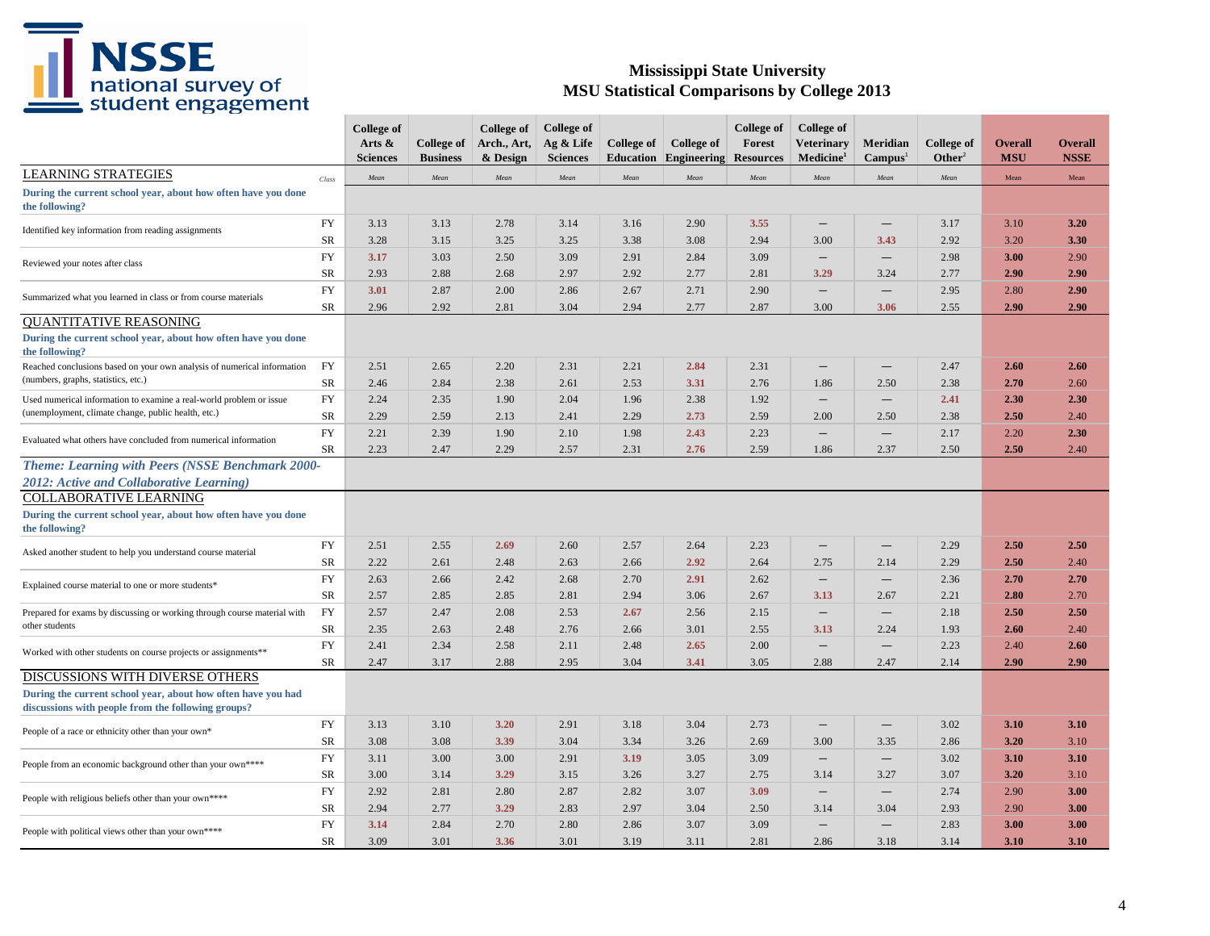# Mississippi State University
## MSU Statistical Comparisons by College 2013

| | Class | College of Arts & Sciences | College of Business | College of Arch., Art, & Design | College of Ag & Life Sciences | College of Education | College of Engineering | College of Forest Resources | College of Veterinary Medicine[1] | Meridian Campus[1] | College of Other[2] | Overall MSU | Overall NSSE |
|---|---|---|---|---|---|---|---|---|---|---|---|---|---|
| **LEARNING STRATEGIES** | | Mean | Mean | Mean | Mean | Mean | Mean | Mean | Mean | Mean | Mean | Mean | Mean |
| **During the current school year, about how often have you done the following?** | | | | | | | | | | | | | |
| Identified key information from reading assignments | FY | 3.13 | 3.13 | 2.78 | 3.14 | 3.16 | 2.90 | **3.55** | — | — | 3.17 | 3.10 | **3.20** |
| | SR | 3.28 | 3.15 | 3.25 | 3.25 | 3.38 | 3.08 | 2.94 | 3.00 | **3.43** | 2.92 | 3.20 | **3.30** |
| Reviewed your notes after class | FY | **3.17** | 3.03 | 2.50 | 3.09 | 2.91 | 2.84 | 3.09 | — | — | 2.98 | **3.00** | 2.90 |
| | SR | 2.93 | 2.88 | 2.68 | 2.97 | 2.92 | 2.77 | 2.81 | **3.29** | 3.24 | 2.77 | **2.90** | **2.90** |
| Summarized what you learned in class or from course materials | FY | **3.01** | 2.87 | 2.00 | 2.86 | 2.67 | 2.71 | 2.90 | — | — | 2.95 | 2.80 | **2.90** |
| | SR | 2.96 | 2.92 | 2.81 | 3.04 | 2.94 | 2.77 | 2.87 | 3.00 | **3.06** | 2.55 | **2.90** | **2.90** |
| **QUANTITATIVE REASONING** | | | | | | | | | | | | | |
| **During the current school year, about how often have you done the following?** | | | | | | | | | | | | | |
| Reached conclusions based on your own analysis of numerical information (numbers, graphs, statistics, etc.) | FY | 2.51 | 2.65 | 2.20 | 2.31 | 2.21 | **2.84** | 2.31 | — | — | 2.47 | **2.60** | **2.60** |
| | SR | 2.46 | 2.84 | 2.38 | 2.61 | 2.53 | **3.31** | 2.76 | 1.86 | 2.50 | 2.38 | **2.70** | 2.60 |
| Used numerical information to examine a real-world problem or issue (unemployment, climate change, public health, etc.) | FY | 2.24 | 2.35 | 1.90 | 2.04 | 1.96 | 2.38 | 1.92 | — | — | **2.41** | **2.30** | **2.30** |
| | SR | 2.29 | 2.59 | 2.13 | 2.41 | 2.29 | **2.73** | 2.59 | 2.00 | 2.50 | 2.38 | **2.50** | 2.40 |
| Evaluated what others have concluded from numerical information | FY | 2.21 | 2.39 | 1.90 | 2.10 | 1.98 | **2.43** | 2.23 | — | — | 2.17 | 2.20 | **2.30** |
| | SR | 2.23 | 2.47 | 2.29 | 2.57 | 2.31 | **2.76** | 2.59 | 1.86 | 2.37 | 2.50 | **2.50** | 2.40 |
| ***Theme: Learning with Peers (NSSE Benchmark 2000-2012: Active and Collaborative Learning)*** | | | | | | | | | | | | | |
| **COLLABORATIVE LEARNING** | | | | | | | | | | | | | |
| **During the current school year, about how often have you done the following?** | | | | | | | | | | | | | |
| Asked another student to help you understand course material | FY | 2.51 | 2.55 | **2.69** | 2.60 | 2.57 | 2.64 | 2.23 | — | — | 2.29 | **2.50** | **2.50** |
| | SR | 2.22 | 2.61 | 2.48 | 2.63 | 2.66 | **2.92** | 2.64 | 2.75 | 2.14 | 2.29 | **2.50** | 2.40 |
| Explained course material to one or more students* | FY | 2.63 | 2.66 | 2.42 | 2.68 | 2.70 | **2.91** | 2.62 | — | — | 2.36 | **2.70** | **2.70** |
| | SR | 2.57 | 2.85 | 2.85 | 2.81 | 2.94 | 3.06 | 2.67 | **3.13** | 2.67 | 2.21 | **2.80** | 2.70 |
| Prepared for exams by discussing or working through course material with other students | FY | 2.57 | 2.47 | 2.08 | 2.53 | **2.67** | 2.56 | 2.15 | — | — | 2.18 | **2.50** | **2.50** |
| | SR | 2.35 | 2.63 | 2.48 | 2.76 | 2.66 | 3.01 | 2.55 | **3.13** | 2.24 | 1.93 | **2.60** | 2.40 |
| Worked with other students on course projects or assignments** | FY | 2.41 | 2.34 | 2.58 | 2.11 | 2.48 | **2.65** | 2.00 | — | — | 2.23 | 2.40 | **2.60** |
| | SR | 2.47 | 3.17 | 2.88 | 2.95 | 3.04 | **3.41** | 3.05 | 2.88 | 2.47 | 2.14 | **2.90** | **2.90** |
| **DISCUSSIONS WITH DIVERSE OTHERS** | | | | | | | | | | | | | |
| **During the current school year, about how often have you had discussions with people from the following groups?** | | | | | | | | | | | | | |
| People of a race or ethnicity other than your own* | FY | 3.13 | 3.10 | **3.20** | 2.91 | 3.18 | 3.04 | 2.73 | — | — | 3.02 | **3.10** | **3.10** |
| | SR | 3.08 | 3.08 | **3.39** | 3.04 | 3.34 | 3.26 | 2.69 | 3.00 | 3.35 | 2.86 | **3.20** | 3.10 |
| People from an economic background other than your own**** | FY | 3.11 | 3.00 | 3.00 | 2.91 | **3.19** | 3.05 | 3.09 | — | — | 3.02 | **3.10** | **3.10** |
| | SR | 3.00 | 3.14 | **3.29** | 3.15 | 3.26 | 3.27 | 2.75 | 3.14 | 3.27 | 3.07 | **3.20** | 3.10 |
| People with religious beliefs other than your own**** | FY | 2.92 | 2.81 | 2.80 | 2.87 | 2.82 | 3.07 | **3.09** | — | — | 2.74 | 2.90 | **3.00** |
| | SR | 2.94 | 2.77 | **3.29** | 2.83 | 2.97 | 3.04 | 2.50 | 3.14 | 3.04 | 2.93 | 2.90 | **3.00** |
| People with political views other than your own**** | FY | **3.14** | 2.84 | 2.70 | 2.80 | 2.86 | 3.07 | 3.09 | — | — | 2.83 | **3.00** | **3.00** |
| | SR | 3.09 | 3.01 | **3.36** | 3.01 | 3.19 | 3.11 | 2.81 | 2.86 | 3.18 | 3.14 | **3.10** | **3.10** |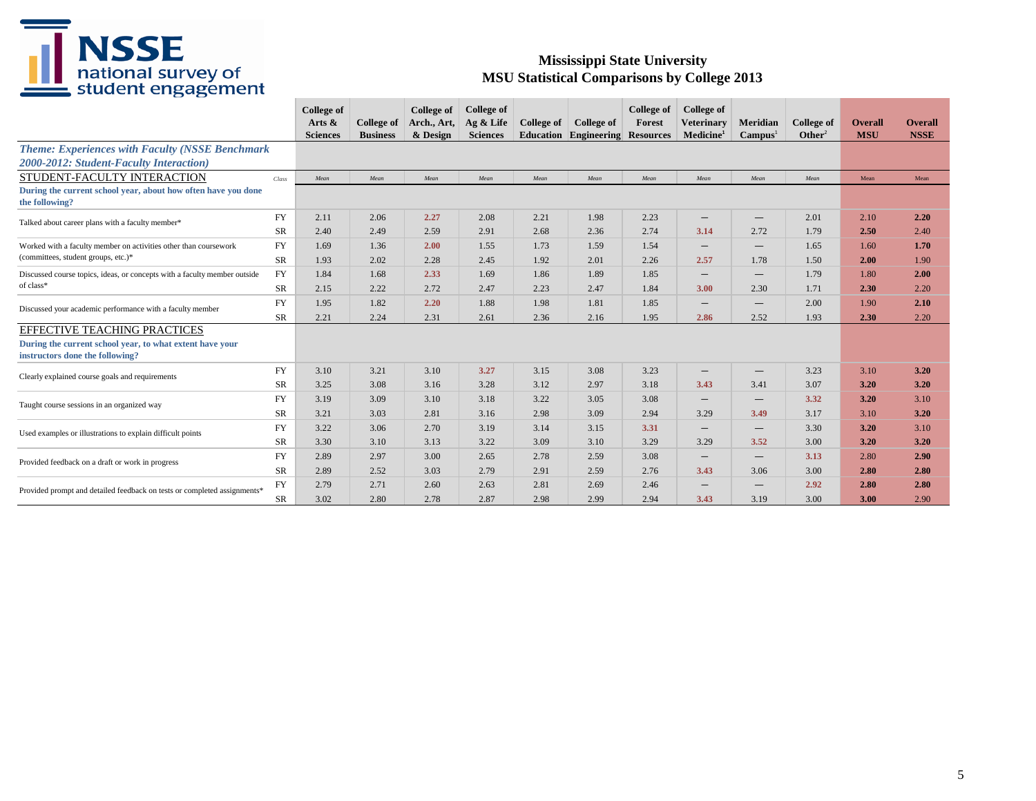# Mississippi State University
## MSU Statistical Comparisons by College 2013

| | Class | College of Arts & Sciences | College of Business | College of Arch., Art, & Design | College of Ag & Life Sciences | College of Education | College of Engineering | College of Forest Resources | College of Veterinary Medicine[1] | Meridian Campus[1] | College of Other[2] | Overall MSU | Overall NSSE |
|---|---|---|---|---|---|---|---|---|---|---|---|---|---|
| ***Theme: Experiences with Faculty (NSSE Benchmark 2000-2012: Student-Faculty Interaction)*** | | | | | | | | | | | | | |
| STUDENT-FACULTY INTERACTION | Class | Mean | Mean | Mean | Mean | Mean | Mean | Mean | Mean | Mean | Mean | Mean | Mean |
| **During the current school year, about how often have you done the following?** | | | | | | | | | | | | | |
| Talked about career plans with a faculty member* | FY | 2.11 | 2.06 | **2.27** | 2.08 | 2.21 | 1.98 | 2.23 | — | — | 2.01 | 2.10 | **2.20** |
| | SR | 2.40 | 2.49 | 2.59 | 2.91 | 2.68 | 2.36 | 2.74 | **3.14** | 2.72 | 1.79 | **2.50** | 2.40 |
| Worked with a faculty member on activities other than coursework (committees, student groups, etc.)* | FY | 1.69 | 1.36 | **2.00** | 1.55 | 1.73 | 1.59 | 1.54 | — | — | 1.65 | 1.60 | **1.70** |
| | SR | 1.93 | 2.02 | 2.28 | 2.45 | 1.92 | 2.01 | 2.26 | **2.57** | 1.78 | 1.50 | **2.00** | 1.90 |
| Discussed course topics, ideas, or concepts with a faculty member outside of class* | FY | 1.84 | 1.68 | **2.33** | 1.69 | 1.86 | 1.89 | 1.85 | — | — | 1.79 | 1.80 | **2.00** |
| | SR | 2.15 | 2.22 | 2.72 | 2.47 | 2.23 | 2.47 | 1.84 | **3.00** | 2.30 | 1.71 | **2.30** | 2.20 |
| Discussed your academic performance with a faculty member | FY | 1.95 | 1.82 | **2.20** | 1.88 | 1.98 | 1.81 | 1.85 | — | — | 2.00 | 1.90 | **2.10** |
| | SR | 2.21 | 2.24 | 2.31 | 2.61 | 2.36 | 2.16 | 1.95 | **2.86** | 2.52 | 1.93 | **2.30** | 2.20 |
| EFFECTIVE TEACHING PRACTICES | | | | | | | | | | | | | |
| **During the current school year, to what extent have your instructors done the following?** | | | | | | | | | | | | | |
| Clearly explained course goals and requirements | FY | 3.10 | 3.21 | 3.10 | **3.27** | 3.15 | 3.08 | 3.23 | — | — | 3.23 | 3.10 | **3.20** |
| | SR | 3.25 | 3.08 | 3.16 | 3.28 | 3.12 | 2.97 | 3.18 | **3.43** | 3.41 | 3.07 | **3.20** | **3.20** |
| Taught course sessions in an organized way | FY | 3.19 | 3.09 | 3.10 | 3.18 | 3.22 | 3.05 | 3.08 | — | — | **3.32** | **3.20** | 3.10 |
| | SR | 3.21 | 3.03 | 2.81 | 3.16 | 2.98 | 3.09 | 2.94 | 3.29 | **3.49** | 3.17 | 3.10 | **3.20** |
| Used examples or illustrations to explain difficult points | FY | 3.22 | 3.06 | 2.70 | 3.19 | 3.14 | 3.15 | **3.31** | — | — | 3.30 | **3.20** | 3.10 |
| | SR | 3.30 | 3.10 | 3.13 | 3.22 | 3.09 | 3.10 | 3.29 | 3.29 | **3.52** | 3.00 | **3.20** | **3.20** |
| Provided feedback on a draft or work in progress | FY | 2.89 | 2.97 | 3.00 | 2.65 | 2.78 | 2.59 | 3.08 | — | — | **3.13** | 2.80 | **2.90** |
| | SR | 2.89 | 2.52 | 3.03 | 2.79 | 2.91 | 2.59 | 2.76 | **3.43** | 3.06 | 3.00 | **2.80** | **2.80** |
| Provided prompt and detailed feedback on tests or completed assignments* | FY | 2.79 | 2.71 | 2.60 | 2.63 | 2.81 | 2.69 | 2.46 | — | — | **2.92** | **2.80** | **2.80** |
| | SR | 3.02 | 2.80 | 2.78 | 2.87 | 2.98 | 2.99 | 2.94 | **3.43** | 3.19 | 3.00 | **3.00** | 2.90 |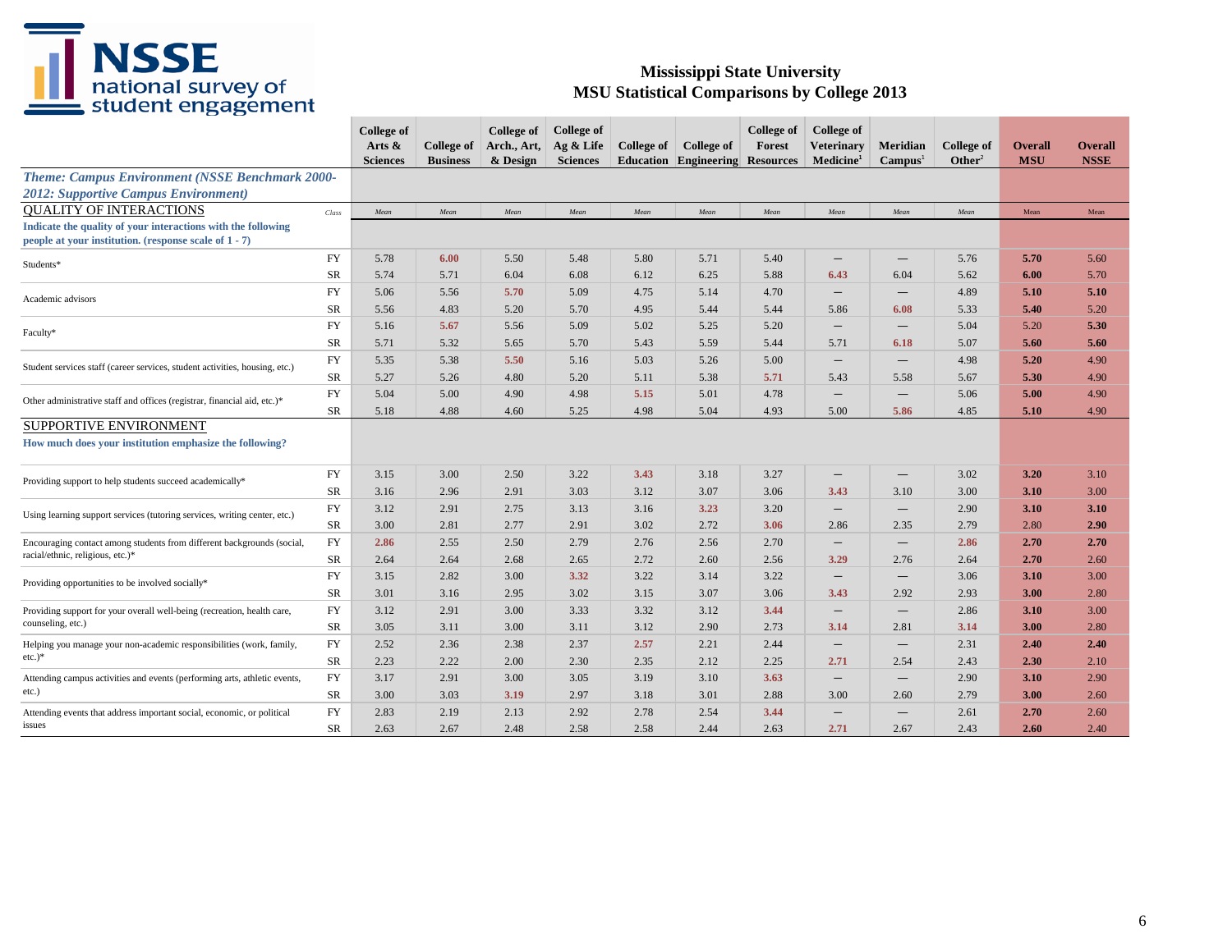# Mississippi State University
## MSU Statistical Comparisons by College 2013

| | Class | College of Arts & Sciences | College of Business | College of Arch., Art, & Design | College of Ag & Life Sciences | College of Education | College of Engineering | College of Forest Resources | College of Veterinary Medicine[1] | Meridian Campus[1] | College of Other[2] | Overall MSU | Overall NSSE |
|---|---|---|---|---|---|---|---|---|---|---|---|---|---|
| ***Theme: Campus Environment (NSSE Benchmark 2000-2012: Supportive Campus Environment)*** | | | | | | | | | | | | | |
| QUALITY OF INTERACTIONS | Class | Mean | Mean | Mean | Mean | Mean | Mean | Mean | Mean | Mean | Mean | Mean | Mean |
| **Indicate the quality of your interactions with the following people at your institution. (response scale of 1 - 7)** | | | | | | | | | | | | | |
| Students* | FY | 5.78 | **6.00** | 5.50 | 5.48 | 5.80 | 5.71 | 5.40 | — | — | 5.76 | **5.70** | 5.60 |
| | SR | 5.74 | 5.71 | 6.04 | 6.08 | 6.12 | 6.25 | 5.88 | **6.43** | 6.04 | 5.62 | **6.00** | 5.70 |
| Academic advisors | FY | 5.06 | 5.56 | **5.70** | 5.09 | 4.75 | 5.14 | 4.70 | — | — | 4.89 | **5.10** | **5.10** |
| | SR | 5.56 | 4.83 | 5.20 | 5.70 | 4.95 | 5.44 | 5.44 | 5.86 | **6.08** | 5.33 | **5.40** | 5.20 |
| Faculty* | FY | 5.16 | **5.67** | 5.56 | 5.09 | 5.02 | 5.25 | 5.20 | — | — | 5.04 | 5.20 | **5.30** |
| | SR | 5.71 | 5.32 | 5.65 | 5.70 | 5.43 | 5.59 | 5.44 | 5.71 | **6.18** | 5.07 | **5.60** | **5.60** |
| Student services staff (career services, student activities, housing, etc.) | FY | 5.35 | 5.38 | **5.50** | 5.16 | 5.03 | 5.26 | 5.00 | — | — | 4.98 | **5.20** | 4.90 |
| | SR | 5.27 | 5.26 | 4.80 | 5.20 | 5.11 | 5.38 | **5.71** | 5.43 | 5.58 | 5.67 | **5.30** | 4.90 |
| Other administrative staff and offices (registrar, financial aid, etc.)* | FY | 5.04 | 5.00 | 4.90 | 4.98 | **5.15** | 5.01 | 4.78 | — | — | 5.06 | **5.00** | 4.90 |
| | SR | 5.18 | 4.88 | 4.60 | 5.25 | 4.98 | 5.04 | 4.93 | 5.00 | **5.86** | 4.85 | **5.10** | 4.90 |
| SUPPORTIVE ENVIRONMENT | | | | | | | | | | | | | |
| **How much does your institution emphasize the following?** | | | | | | | | | | | | | |
| Providing support to help students succeed academically* | FY | 3.15 | 3.00 | 2.50 | 3.22 | **3.43** | 3.18 | 3.27 | — | — | 3.02 | **3.20** | 3.10 |
| | SR | 3.16 | 2.96 | 2.91 | 3.03 | 3.12 | 3.07 | 3.06 | **3.43** | 3.10 | 3.00 | **3.10** | 3.00 |
| Using learning support services (tutoring services, writing center, etc.) | FY | 3.12 | 2.91 | 2.75 | 3.13 | 3.16 | **3.23** | 3.20 | — | — | 2.90 | **3.10** | **3.10** |
| | SR | 3.00 | 2.81 | 2.77 | 2.91 | 3.02 | 2.72 | **3.06** | 2.86 | 2.35 | 2.79 | 2.80 | **2.90** |
| Encouraging contact among students from different backgrounds (social, racial/ethnic, religious, etc.)* | FY | **2.86** | 2.55 | 2.50 | 2.79 | 2.76 | 2.56 | 2.70 | — | — | **2.86** | **2.70** | **2.70** |
| | SR | 2.64 | 2.64 | 2.68 | 2.65 | 2.72 | 2.60 | 2.56 | **3.29** | 2.76 | 2.64 | **2.70** | 2.60 |
| Providing opportunities to be involved socially* | FY | 3.15 | 2.82 | 3.00 | **3.32** | 3.22 | 3.14 | 3.22 | — | — | 3.06 | **3.10** | 3.00 |
| | SR | 3.01 | 3.16 | 2.95 | 3.02 | 3.15 | 3.07 | 3.06 | **3.43** | 2.92 | 2.93 | **3.00** | 2.80 |
| Providing support for your overall well-being (recreation, health care, counseling, etc.) | FY | 3.12 | 2.91 | 3.00 | 3.33 | 3.32 | 3.12 | **3.44** | — | — | 2.86 | **3.10** | 3.00 |
| | SR | 3.05 | 3.11 | 3.00 | 3.11 | 3.12 | 2.90 | 2.73 | **3.14** | 2.81 | **3.14** | **3.00** | 2.80 |
| Helping you manage your non-academic responsibilities (work, family, etc.)* | FY | 2.52 | 2.36 | 2.38 | 2.37 | **2.57** | 2.21 | 2.44 | — | — | 2.31 | **2.40** | **2.40** |
| | SR | 2.23 | 2.22 | 2.00 | 2.30 | 2.35 | 2.12 | 2.25 | **2.71** | 2.54 | 2.43 | **2.30** | 2.10 |
| Attending campus activities and events (performing arts, athletic events, etc.) | FY | 3.17 | 2.91 | 3.00 | 3.05 | 3.19 | 3.10 | **3.63** | — | — | 2.90 | **3.10** | 2.90 |
| | SR | 3.00 | 3.03 | **3.19** | 2.97 | 3.18 | 3.01 | 2.88 | 3.00 | 2.60 | 2.79 | **3.00** | 2.60 |
| Attending events that address important social, economic, or political issues | FY | 2.83 | 2.19 | 2.13 | 2.92 | 2.78 | 2.54 | **3.44** | — | — | 2.61 | **2.70** | 2.60 |
| | SR | 2.63 | 2.67 | 2.48 | 2.58 | 2.58 | 2.44 | 2.63 | **2.71** | 2.67 | 2.43 | **2.60** | 2.40 |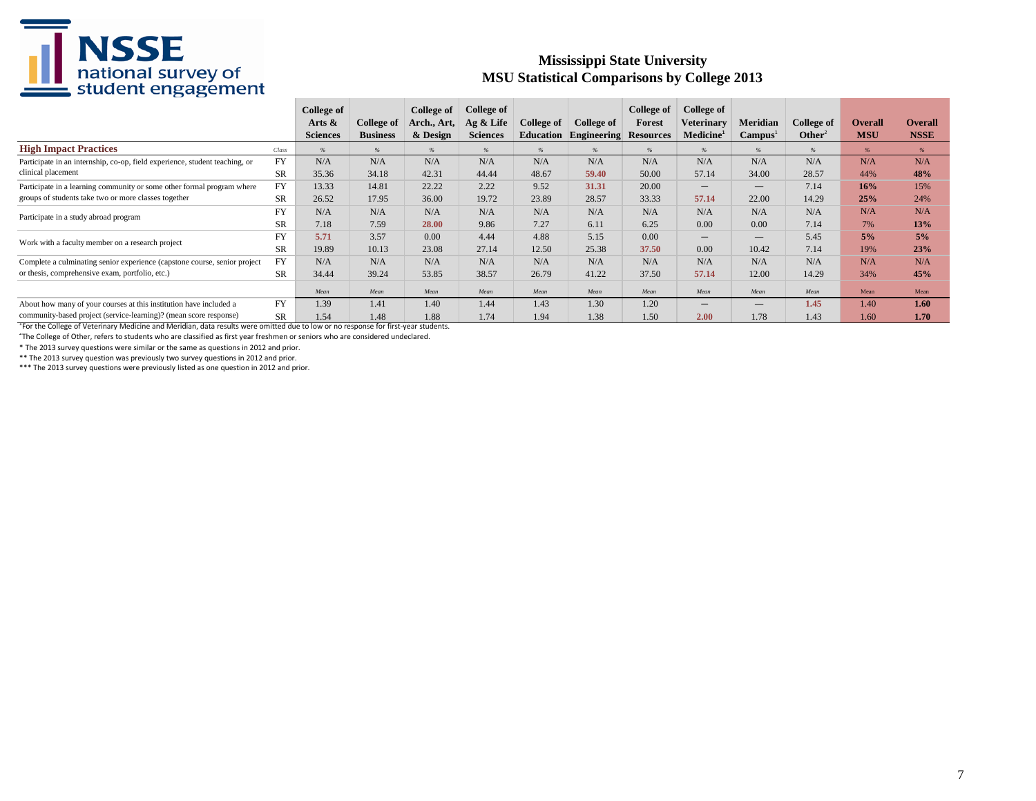# Mississippi State University
## MSU Statistical Comparisons by College 2013

| High Impact Practices | Class | College of Arts & Sciences | College of Business | College of Arch., Art, & Design | College of Ag & Life Sciences | College of Education | College of Engineering | College of Forest Resources | College of Veterinary Medicine[1] | Meridian Campus[1] | College of Other[2] | Overall MSU | Overall NSSE |
|---|---|---|---|---|---|---|---|---|---|---|---|---|---|
| | | % | % | % | % | % | % | % | % | % | % | % | % |
| Participate in an internship, co-op, field experience, student teaching, or clinical placement | FY | N/A | N/A | N/A | N/A | N/A | N/A | N/A | N/A | N/A | N/A | N/A | N/A |
| | SR | 35.36 | 34.18 | 42.31 | 44.44 | 48.67 | **59.40** | 50.00 | 57.14 | 34.00 | 28.57 | 44% | **48%** |
| Participate in a learning community or some other formal program where groups of students take two or more classes together | FY | 13.33 | 14.81 | 22.22 | 2.22 | 9.52 | **31.31** | 20.00 | — | — | 7.14 | **16%** | 15% |
| | SR | 26.52 | 17.95 | 36.00 | 19.72 | 23.89 | 28.57 | 33.33 | **57.14** | 22.00 | 14.29 | **25%** | 24% |
| Participate in a study abroad program | FY | N/A | N/A | N/A | N/A | N/A | N/A | N/A | N/A | N/A | N/A | N/A | N/A |
| | SR | 7.18 | 7.59 | **28.00** | 9.86 | 7.27 | 6.11 | 6.25 | 0.00 | 0.00 | 7.14 | 7% | **13%** |
| Work with a faculty member on a research project | FY | **5.71** | 3.57 | 0.00 | 4.44 | 4.88 | 5.15 | 0.00 | — | — | 5.45 | **5%** | **5%** |
| | SR | 19.89 | 10.13 | 23.08 | 27.14 | 12.50 | 25.38 | **37.50** | 0.00 | 10.42 | 7.14 | 19% | **23%** |
| Complete a culminating senior experience (capstone course, senior project or thesis, comprehensive exam, portfolio, etc.) | FY | N/A | N/A | N/A | N/A | N/A | N/A | N/A | N/A | N/A | N/A | N/A | N/A |
| | SR | 34.44 | 39.24 | 53.85 | 38.57 | 26.79 | 41.22 | 37.50 | **57.14** | 12.00 | 14.29 | 34% | **45%** |
| | | Mean | Mean | Mean | Mean | Mean | Mean | Mean | Mean | Mean | Mean | Mean | Mean |
| About how many of your courses at this institution have included a community-based project (service-learning)? (mean score response) | FY | 1.39 | 1.41 | 1.40 | 1.44 | 1.43 | 1.30 | 1.20 | — | — | **1.45** | 1.40 | **1.60** |
| | SR | 1.54 | 1.48 | 1.88 | 1.74 | 1.94 | 1.38 | 1.50 | **2.00** | 1.78 | 1.43 | 1.60 | **1.70** |

[1]For the College of Veterinary Medicine and Meridian, data results were omitted due to low or no response for first-year students.

[2]The College of Other, refers to students who are classified as first year freshmen or seniors who are considered undeclared.

* The 2013 survey questions were similar or the same as questions in 2012 and prior.

** The 2013 survey question was previously two survey questions in 2012 and prior.

*** The 2013 survey questions were previously listed as one question in 2012 and prior.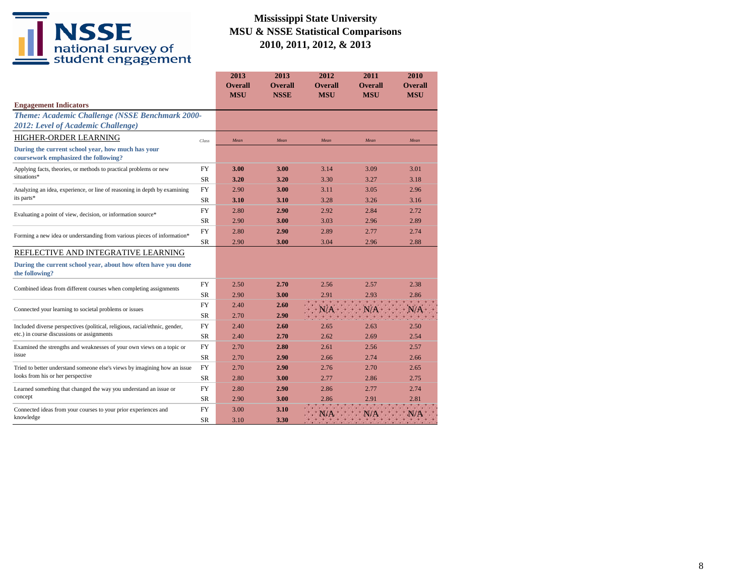# Mississippi State University
## MSU & NSSE Statistical Comparisons
## 2010, 2011, 2012, & 2013

| Engagement Indicators | | 2013 Overall MSU | 2013 Overall NSSE | 2012 Overall MSU | 2011 Overall MSU | 2010 Overall MSU |
|---|---|---|---|---|---|---|
| ***Theme: Academic Challenge (NSSE Benchmark 2000-2012: Level of Academic Challenge)*** | | | | | | |
| HIGHER-ORDER LEARNING | *Class* | *Mean* | *Mean* | *Mean* | *Mean* | *Mean* |
| **During the current school year, how much has your coursework emphasized the following?** | | | | | | |
| Applying facts, theories, or methods to practical problems or new situations* | FY | **3.00** | **3.00** | 3.14 | 3.09 | 3.01 |
| | SR | **3.20** | **3.20** | 3.30 | 3.27 | 3.18 |
| Analyzing an idea, experience, or line of reasoning in depth by examining its parts* | FY | 2.90 | **3.00** | 3.11 | 3.05 | 2.96 |
| | SR | **3.10** | **3.10** | 3.28 | 3.26 | 3.16 |
| Evaluating a point of view, decision, or information source* | FY | 2.80 | **2.90** | 2.92 | 2.84 | 2.72 |
| | SR | 2.90 | **3.00** | 3.03 | 2.96 | 2.89 |
| Forming a new idea or understanding from various pieces of information* | FY | 2.80 | **2.90** | 2.89 | 2.77 | 2.74 |
| | SR | 2.90 | **3.00** | 3.04 | 2.96 | 2.88 |
| REFLECTIVE AND INTEGRATIVE LEARNING | | | | | | |
| **During the current school year, about how often have you done the following?** | | | | | | |
| Combined ideas from different courses when completing assignments | FY | 2.50 | **2.70** | 2.56 | 2.57 | 2.38 |
| | SR | 2.90 | **3.00** | 2.91 | 2.93 | 2.86 |
| Connected your learning to societal problems or issues | FY | 2.40 | **2.60** | N/A | N/A | N/A |
| | SR | 2.70 | **2.90** | | | |
| Included diverse perspectives (political, religious, racial/ethnic, gender, etc.) in course discussions or assignments | FY | 2.40 | **2.60** | 2.65 | 2.63 | 2.50 |
| | SR | 2.40 | **2.70** | 2.62 | 2.69 | 2.54 |
| Examined the strengths and weaknesses of your own views on a topic or issue | FY | 2.70 | **2.80** | 2.61 | 2.56 | 2.57 |
| | SR | 2.70 | **2.90** | 2.66 | 2.74 | 2.66 |
| Tried to better understand someone else's views by imagining how an issue looks from his or her perspective | FY | 2.70 | **2.90** | 2.76 | 2.70 | 2.65 |
| | SR | 2.80 | **3.00** | 2.77 | 2.86 | 2.75 |
| Learned something that changed the way you understand an issue or concept | FY | 2.80 | **2.90** | 2.86 | 2.77 | 2.74 |
| | SR | 2.90 | **3.00** | 2.86 | 2.91 | 2.81 |
| Connected ideas from your courses to your prior experiences and knowledge | FY | 3.00 | **3.10** | N/A | N/A | N/A |
| | SR | 3.10 | **3.30** | | | |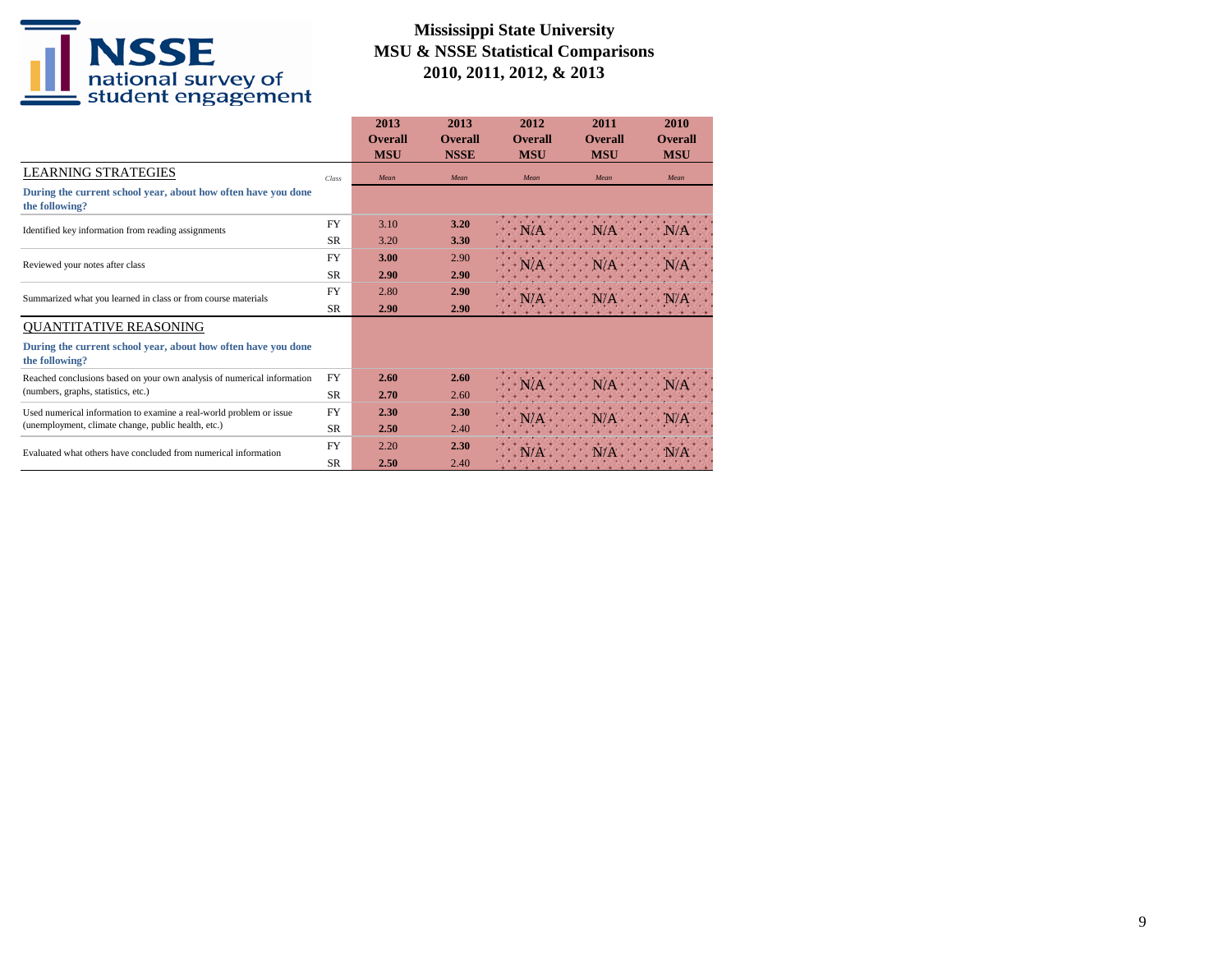# Mississippi State University
## MSU & NSSE Statistical Comparisons
## 2010, 2011, 2012, & 2013

| | Class | 2013 Overall MSU | 2013 Overall NSSE | 2012 Overall MSU | 2011 Overall MSU | 2010 Overall MSU |
|---|---|---|---|---|---|---|
| **LEARNING STRATEGIES** | | *Mean* | *Mean* | *Mean* | *Mean* | *Mean* |
| **During the current school year, about how often have you done the following?** | | | | | | |
| Identified key information from reading assignments | FY | 3.10 | **3.20** | N/A | N/A | N/A |
| | SR | 3.20 | **3.30** | | | |
| Reviewed your notes after class | FY | **3.00** | 2.90 | N/A | N/A | N/A |
| | SR | **2.90** | **2.90** | | | |
| Summarized what you learned in class or from course materials | FY | 2.80 | **2.90** | N/A | N/A | N/A |
| | SR | **2.90** | **2.90** | | | |
| **QUANTITATIVE REASONING** | | | | | | |
| **During the current school year, about how often have you done the following?** | | | | | | |
| Reached conclusions based on your own analysis of numerical information (numbers, graphs, statistics, etc.) | FY | **2.60** | **2.60** | N/A | N/A | N/A |
| | SR | **2.70** | 2.60 | | | |
| Used numerical information to examine a real-world problem or issue (unemployment, climate change, public health, etc.) | FY | **2.30** | **2.30** | N/A | N/A | N/A |
| | SR | **2.50** | 2.40 | | | |
| Evaluated what others have concluded from numerical information | FY | 2.20 | **2.30** | N/A | N/A | N/A |
| | SR | **2.50** | 2.40 | | | |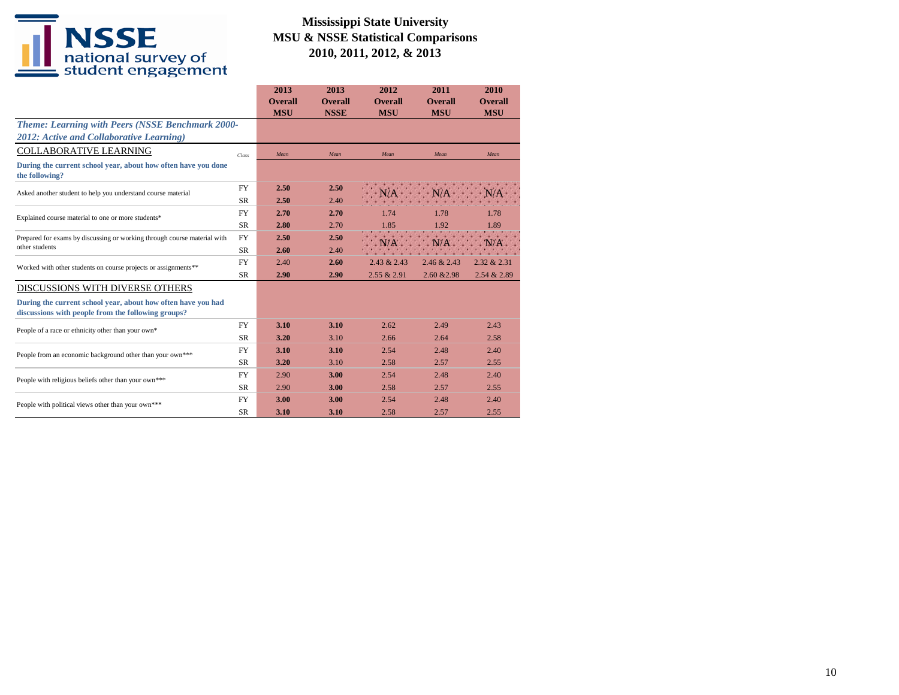# Mississippi State University
## MSU & NSSE Statistical Comparisons
## 2010, 2011, 2012, & 2013

| | | 2013 Overall MSU | 2013 Overall NSSE | 2012 Overall MSU | 2011 Overall MSU | 2010 Overall MSU |
|---|---|---|---|---|---|---|
| ***Theme: Learning with Peers (NSSE Benchmark 2000-2012: Active and Collaborative Learning)*** | | | | | | |
| COLLABORATIVE LEARNING | *Class* | *Mean* | *Mean* | *Mean* | *Mean* | *Mean* |
| **During the current school year, about how often have you done the following?** | | | | | | |
| Asked another student to help you understand course material | FY | **2.50** | **2.50** | N/A | N/A | N/A |
| | SR | **2.50** | 2.40 | | | |
| Explained course material to one or more students* | FY | **2.70** | **2.70** | 1.74 | 1.78 | 1.78 |
| | SR | **2.80** | 2.70 | 1.85 | 1.92 | 1.89 |
| Prepared for exams by discussing or working through course material with other students | FY | **2.50** | **2.50** | N/A | N/A | N/A |
| | SR | **2.60** | 2.40 | | | |
| Worked with other students on course projects or assignments** | FY | 2.40 | **2.60** | 2.43 & 2.43 | 2.46 & 2.43 | 2.32 & 2.31 |
| | SR | **2.90** | **2.90** | 2.55 & 2.91 | 2.60 &2.98 | 2.54 & 2.89 |
| DISCUSSIONS WITH DIVERSE OTHERS | | | | | | |
| **During the current school year, about how often have you had discussions with people from the following groups?** | | | | | | |
| People of a race or ethnicity other than your own* | FY | **3.10** | **3.10** | 2.62 | 2.49 | 2.43 |
| | SR | **3.20** | 3.10 | 2.66 | 2.64 | 2.58 |
| People from an economic background other than your own*** | FY | **3.10** | **3.10** | 2.54 | 2.48 | 2.40 |
| | SR | **3.20** | 3.10 | 2.58 | 2.57 | 2.55 |
| People with religious beliefs other than your own*** | FY | 2.90 | **3.00** | 2.54 | 2.48 | 2.40 |
| | SR | 2.90 | **3.00** | 2.58 | 2.57 | 2.55 |
| People with political views other than your own*** | FY | **3.00** | **3.00** | 2.54 | 2.48 | 2.40 |
| | SR | **3.10** | **3.10** | 2.58 | 2.57 | 2.55 |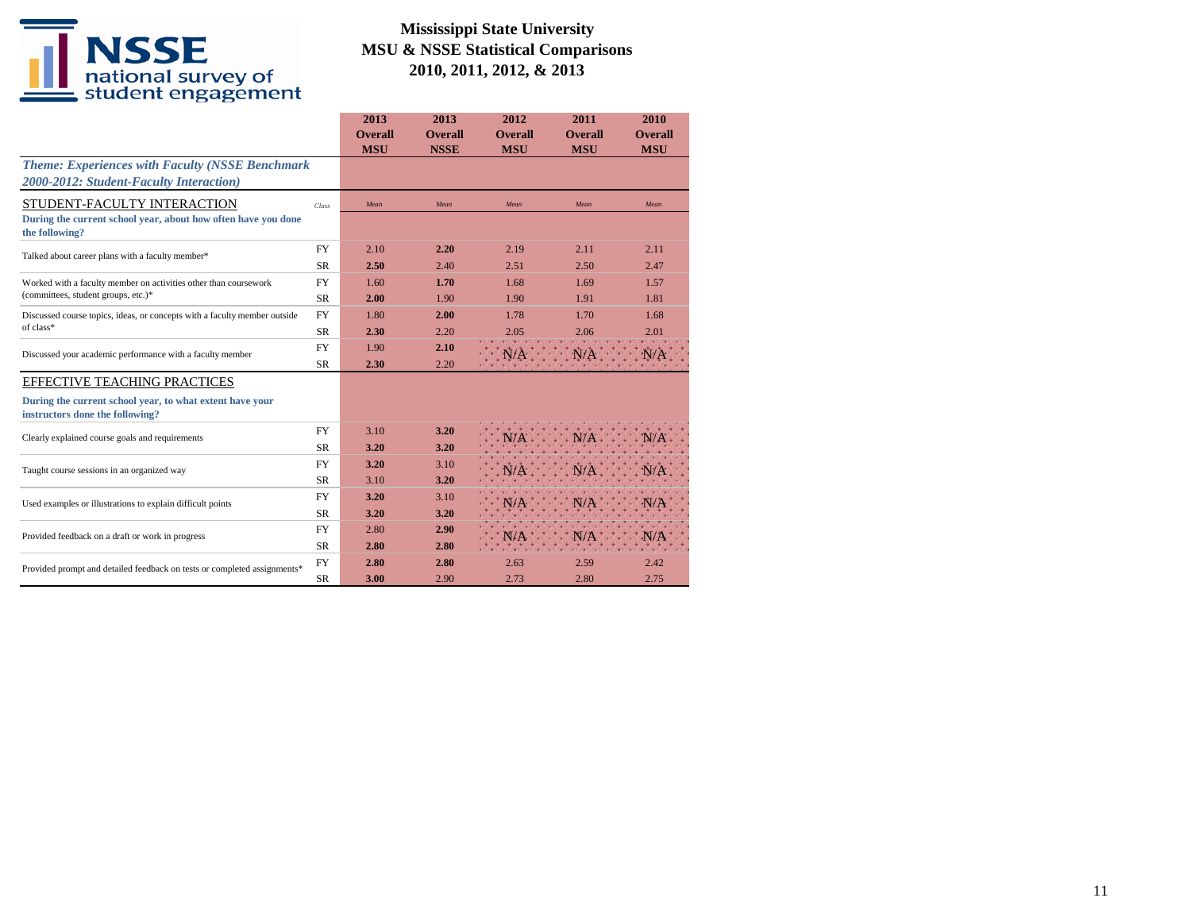# Mississippi State University
## MSU & NSSE Statistical Comparisons
## 2010, 2011, 2012, & 2013

| | | 2013 Overall MSU | 2013 Overall NSSE | 2012 Overall MSU | 2011 Overall MSU | 2010 Overall MSU |
|---|---|---|---|---|---|---|
| ***Theme: Experiences with Faculty (NSSE Benchmark 2000-2012: Student-Faculty Interaction)*** | | | | | | |
| STUDENT-FACULTY INTERACTION | *Class* | *Mean* | *Mean* | *Mean* | *Mean* | *Mean* |
| **During the current school year, about how often have you done the following?** | | | | | | |
| Talked about career plans with a faculty member* | FY | 2.10 | **2.20** | 2.19 | 2.11 | 2.11 |
| | SR | **2.50** | 2.40 | 2.51 | 2.50 | 2.47 |
| Worked with a faculty member on activities other than coursework (committees, student groups, etc.)* | FY | 1.60 | **1.70** | 1.68 | 1.69 | 1.57 |
| | SR | **2.00** | 1.90 | 1.90 | 1.91 | 1.81 |
| Discussed course topics, ideas, or concepts with a faculty member outside of class* | FY | 1.80 | **2.00** | 1.78 | 1.70 | 1.68 |
| | SR | **2.30** | 2.20 | 2.05 | 2.06 | 2.01 |
| Discussed your academic performance with a faculty member | FY | 1.90 | **2.10** | N/A | N/A | N/A |
| | SR | **2.30** | 2.20 | | | |
| EFFECTIVE TEACHING PRACTICES | | | | | | |
| **During the current school year, to what extent have your instructors done the following?** | | | | | | |
| Clearly explained course goals and requirements | FY | 3.10 | **3.20** | N/A | N/A | N/A |
| | SR | **3.20** | **3.20** | | | |
| Taught course sessions in an organized way | FY | **3.20** | 3.10 | N/A | N/A | N/A |
| | SR | 3.10 | **3.20** | | | |
| Used examples or illustrations to explain difficult points | FY | **3.20** | 3.10 | N/A | N/A | N/A |
| | SR | **3.20** | **3.20** | | | |
| Provided feedback on a draft or work in progress | FY | 2.80 | **2.90** | N/A | N/A | N/A |
| | SR | **2.80** | **2.80** | | | |
| Provided prompt and detailed feedback on tests or completed assignments* | FY | **2.80** | **2.80** | 2.63 | 2.59 | 2.42 |
| | SR | **3.00** | 2.90 | 2.73 | 2.80 | 2.75 |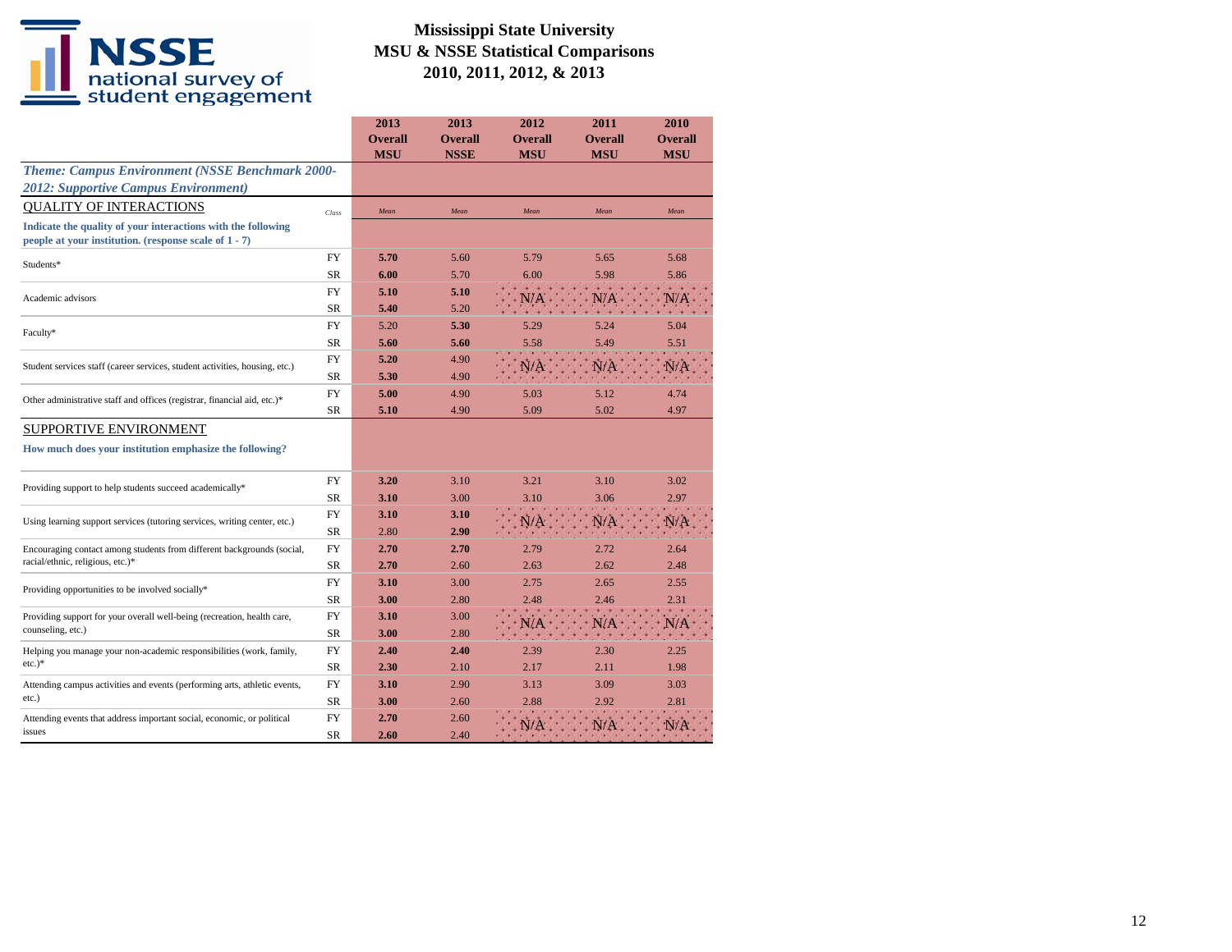# Mississippi State University
## MSU & NSSE Statistical Comparisons
## 2010, 2011, 2012, & 2013

| | | 2013 Overall MSU | 2013 Overall NSSE | 2012 Overall MSU | 2011 Overall MSU | 2010 Overall MSU |
|---|---|---|---|---|---|---|
| ***Theme: Campus Environment (NSSE Benchmark 2000-2012: Supportive Campus Environment)*** | | | | | | |
| QUALITY OF INTERACTIONS | *Class* | *Mean* | *Mean* | *Mean* | *Mean* | *Mean* |
| **Indicate the quality of your interactions with the following people at your institution. (response scale of 1 - 7)** | | | | | | |
| Students* | FY | **5.70** | 5.60 | 5.79 | 5.65 | 5.68 |
| | SR | **6.00** | 5.70 | 6.00 | 5.98 | 5.86 |
| Academic advisors | FY | **5.10** | **5.10** | N/A | N/A | N/A |
| | SR | **5.40** | 5.20 | | | |
| Faculty* | FY | 5.20 | **5.30** | 5.29 | 5.24 | 5.04 |
| | SR | **5.60** | **5.60** | 5.58 | 5.49 | 5.51 |
| Student services staff (career services, student activities, housing, etc.) | FY | **5.20** | 4.90 | N/A | N/A | N/A |
| | SR | **5.30** | 4.90 | | | |
| Other administrative staff and offices (registrar, financial aid, etc.)* | FY | **5.00** | 4.90 | 5.03 | 5.12 | 4.74 |
| | SR | **5.10** | 4.90 | 5.09 | 5.02 | 4.97 |
| SUPPORTIVE ENVIRONMENT | | | | | | |
| **How much does your institution emphasize the following?** | | | | | | |
| Providing support to help students succeed academically* | FY | **3.20** | 3.10 | 3.21 | 3.10 | 3.02 |
| | SR | **3.10** | 3.00 | 3.10 | 3.06 | 2.97 |
| Using learning support services (tutoring services, writing center, etc.) | FY | **3.10** | **3.10** | N/A | N/A | N/A |
| | SR | 2.80 | **2.90** | | | |
| Encouraging contact among students from different backgrounds (social, racial/ethnic, religious, etc.)* | FY | **2.70** | **2.70** | 2.79 | 2.72 | 2.64 |
| | SR | **2.70** | 2.60 | 2.63 | 2.62 | 2.48 |
| Providing opportunities to be involved socially* | FY | **3.10** | 3.00 | 2.75 | 2.65 | 2.55 |
| | SR | **3.00** | 2.80 | 2.48 | 2.46 | 2.31 |
| Providing support for your overall well-being (recreation, health care, counseling, etc.) | FY | **3.10** | 3.00 | N/A | N/A | N/A |
| | SR | **3.00** | 2.80 | | | |
| Helping you manage your non-academic responsibilities (work, family, etc.)* | FY | **2.40** | **2.40** | 2.39 | 2.30 | 2.25 |
| | SR | **2.30** | 2.10 | 2.17 | 2.11 | 1.98 |
| Attending campus activities and events (performing arts, athletic events, etc.) | FY | **3.10** | 2.90 | 3.13 | 3.09 | 3.03 |
| | SR | **3.00** | 2.60 | 2.88 | 2.92 | 2.81 |
| Attending events that address important social, economic, or political issues | FY | **2.70** | 2.60 | N/A | N/A | N/A |
| | SR | **2.60** | 2.40 | | | |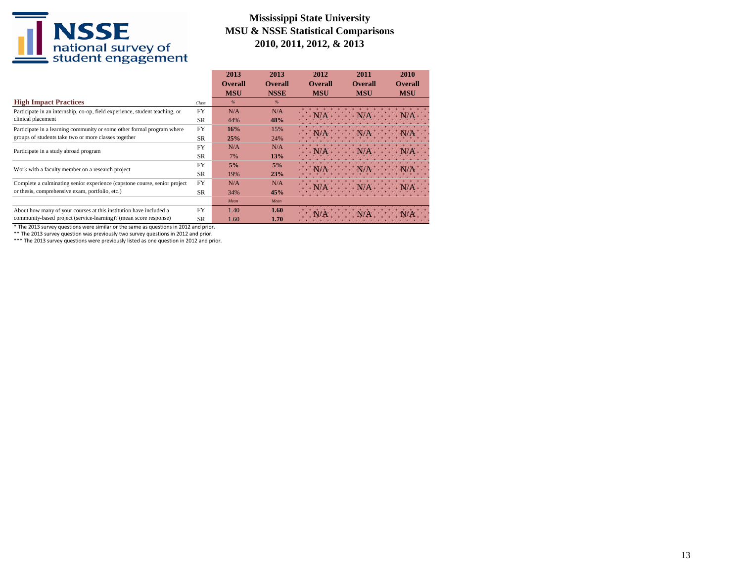# Mississippi State University
## MSU & NSSE Statistical Comparisons
## 2010, 2011, 2012, & 2013

| High Impact Practices | Class | 2013 Overall MSU | 2013 Overall NSSE | 2012 Overall MSU | 2011 Overall MSU | 2010 Overall MSU |
|---|---|---|---|---|---|---|
| | | % | % | | | |
| Participate in an internship, co-op, field experience, student teaching, or clinical placement | FY | N/A | N/A | N/A | N/A | N/A |
| | SR | 44% | **48%** | | | |
| Participate in a learning community or some other formal program where groups of students take two or more classes together | FY | **16%** | 15% | N/A | N/A | N/A |
| | SR | **25%** | 24% | | | |
| Participate in a study abroad program | FY | N/A | N/A | N/A | N/A | N/A |
| | SR | 7% | **13%** | | | |
| Work with a faculty member on a research project | FY | **5%** | **5%** | N/A | N/A | N/A |
| | SR | 19% | **23%** | | | |
| Complete a culminating senior experience (capstone course, senior project or thesis, comprehensive exam, portfolio, etc.) | FY | N/A | N/A | N/A | N/A | N/A |
| | SR | 34% | **45%** | | | |
| | | *Mean* | *Mean* | | | |
| About how many of your courses at this institution have included a community-based project (service-learning)? (mean score response) | FY | 1.40 | **1.60** | N/A | N/A | N/A |
| | SR | 1.60 | **1.70** | | | |

\* The 2013 survey questions were similar or the same as questions in 2012 and prior.

\*\* The 2013 survey question was previously two survey questions in 2012 and prior.

\*\*\* The 2013 survey questions were previously listed as one question in 2012 and prior.